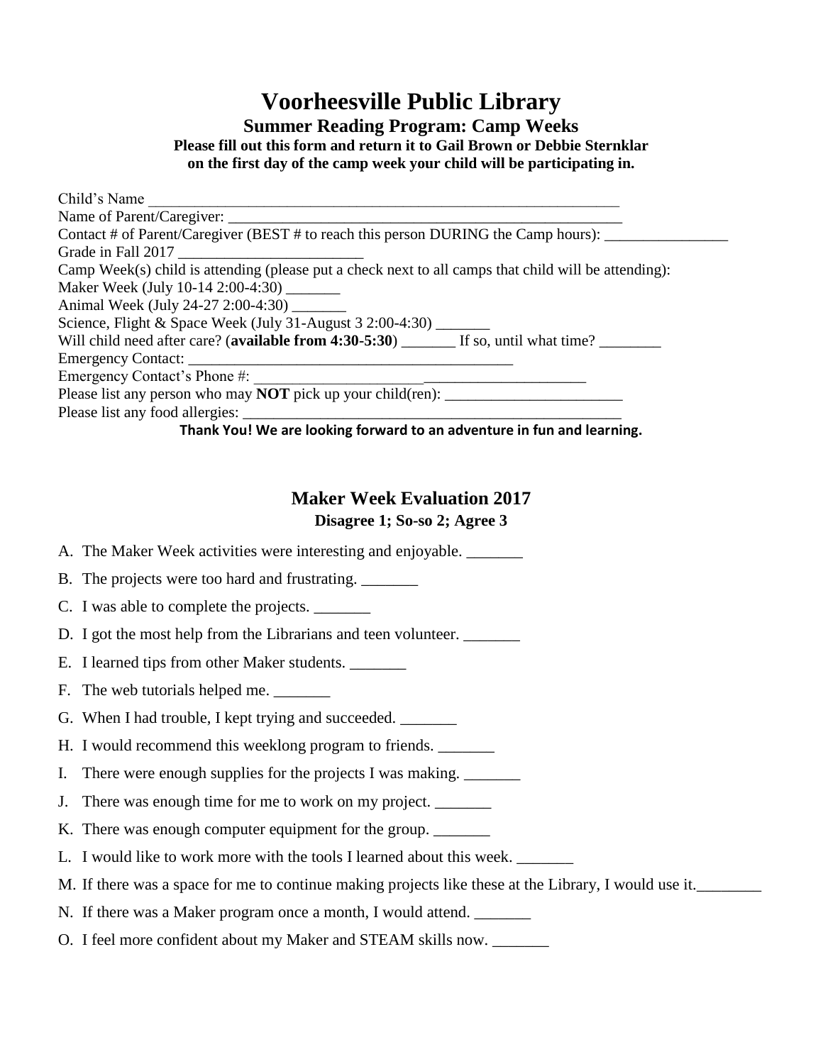# Voorheesville Public Library

## Summer Reading Program: Camp Weeks

**Please fill out this form and return it to Gail Brown or Debbie Sternklar on the first day of the camp week your child will be participating in.**

Child's Name ______________________________________________________________

Name of Parent/Caregiver: ______________________________________________________

Contact # of Parent/Caregiver (BEST # to reach this person DURING the Camp hours): ________________

Grade in Fall 2017 ________________________

Camp Week(s) child is attending (please put a check next to all camps that child will be attending):

Maker Week (July 10-14 2:00-4:30) _______

Animal Week (July 24-27 2:00-4:30) _______

Science, Flight & Space Week (July 31-August 3 2:00-4:30) _______

Will child need after care? (**available from 4:30-5:30**) _______ If so, until what time? ________

Emergency Contact: __________________________________________

Emergency Contact's Phone #: ___________________________________________

Please list any person who may **NOT** pick up your child(ren): _______________________

Please list any food allergies: ___________________________________________________

**Thank You! We are looking forward to an adventure in fun and learning.**

## Maker Week Evaluation 2017

**Disagree 1; So-so 2; Agree 3**

A. The Maker Week activities were interesting and enjoyable. _______

B. The projects were too hard and frustrating. _______

C. I was able to complete the projects. _______

D. I got the most help from the Librarians and teen volunteer. _______

E. I learned tips from other Maker students. _______

F. The web tutorials helped me. _______

G. When I had trouble, I kept trying and succeeded. _______

H. I would recommend this weeklong program to friends. _______

I. There were enough supplies for the projects I was making. _______

J. There was enough time for me to work on my project. _______

K. There was enough computer equipment for the group. _______

L. I would like to work more with the tools I learned about this week. _______

M. If there was a space for me to continue making projects like these at the Library, I would use it.________

N. If there was a Maker program once a month, I would attend. _______

O. I feel more confident about my Maker and STEAM skills now. _______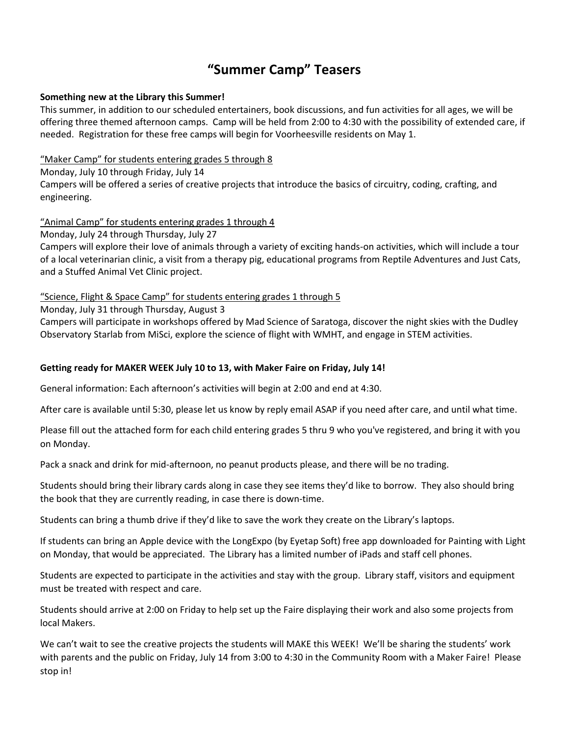# "Summer Camp" Teasers

**Something new at the Library this Summer!**
This summer, in addition to our scheduled entertainers, book discussions, and fun activities for all ages, we will be offering three themed afternoon camps. Camp will be held from 2:00 to 4:30 with the possibility of extended care, if needed. Registration for these free camps will begin for Voorheesville residents on May 1.

<u>"Maker Camp" for students entering grades 5 through 8</u>
Monday, July 10 through Friday, July 14
Campers will be offered a series of creative projects that introduce the basics of circuitry, coding, crafting, and engineering.

<u>"Animal Camp" for students entering grades 1 through 4</u>
Monday, July 24 through Thursday, July 27
Campers will explore their love of animals through a variety of exciting hands-on activities, which will include a tour of a local veterinarian clinic, a visit from a therapy pig, educational programs from Reptile Adventures and Just Cats, and a Stuffed Animal Vet Clinic project.

<u>"Science, Flight & Space Camp" for students entering grades 1 through 5</u>
Monday, July 31 through Thursday, August 3
Campers will participate in workshops offered by Mad Science of Saratoga, discover the night skies with the Dudley Observatory Starlab from MiSci, explore the science of flight with WMHT, and engage in STEM activities.

**Getting ready for MAKER WEEK July 10 to 13, with Maker Faire on Friday, July 14!**

General information: Each afternoon's activities will begin at 2:00 and end at 4:30.

After care is available until 5:30, please let us know by reply email ASAP if you need after care, and until what time.

Please fill out the attached form for each child entering grades 5 thru 9 who you've registered, and bring it with you on Monday.

Pack a snack and drink for mid-afternoon, no peanut products please, and there will be no trading.

Students should bring their library cards along in case they see items they'd like to borrow. They also should bring the book that they are currently reading, in case there is down-time.

Students can bring a thumb drive if they'd like to save the work they create on the Library's laptops.

If students can bring an Apple device with the LongExpo (by Eyetap Soft) free app downloaded for Painting with Light on Monday, that would be appreciated. The Library has a limited number of iPads and staff cell phones.

Students are expected to participate in the activities and stay with the group. Library staff, visitors and equipment must be treated with respect and care.

Students should arrive at 2:00 on Friday to help set up the Faire displaying their work and also some projects from local Makers.

We can't wait to see the creative projects the students will MAKE this WEEK! We'll be sharing the students' work with parents and the public on Friday, July 14 from 3:00 to 4:30 in the Community Room with a Maker Faire! Please stop in!